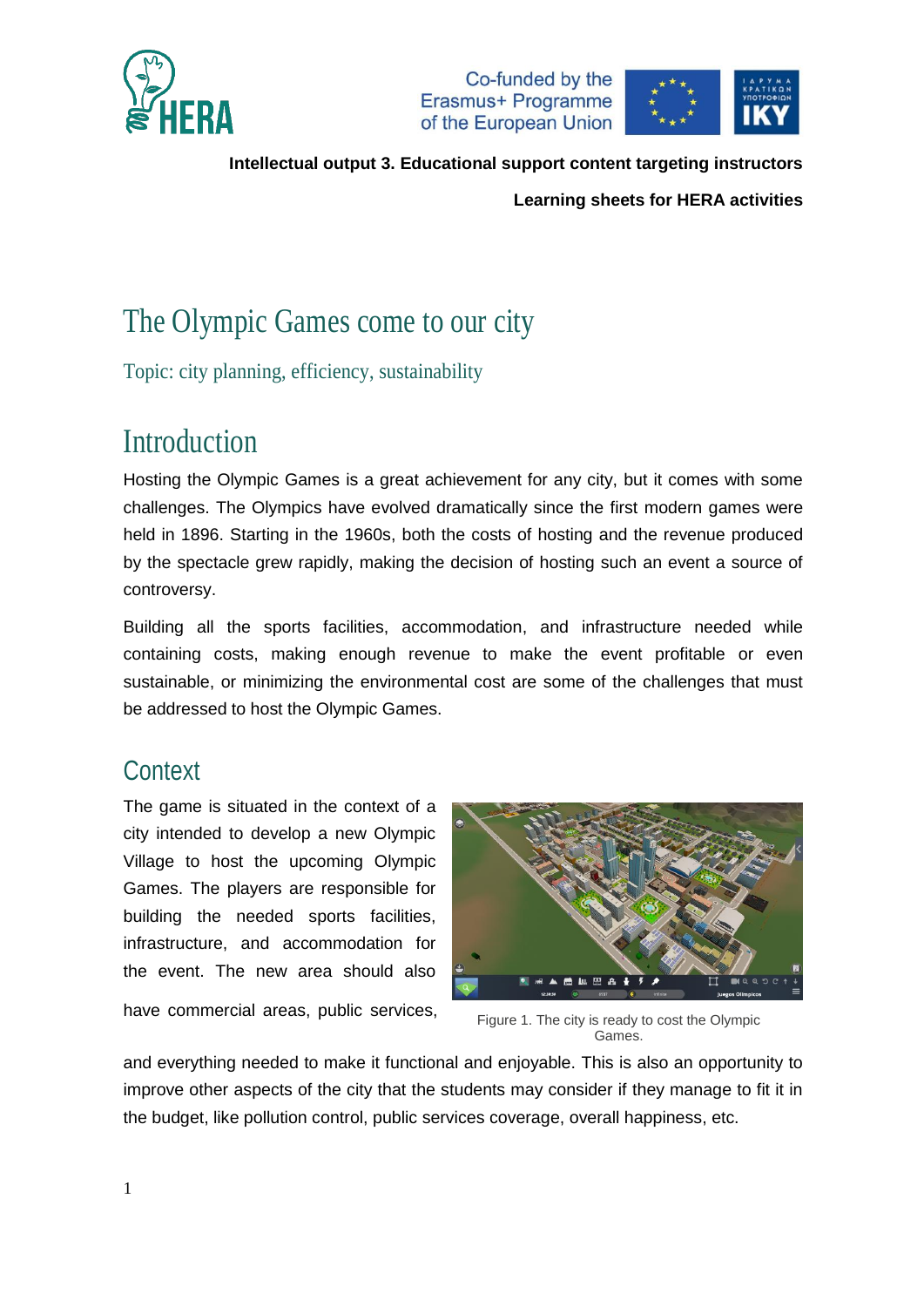**Intellectual output 3. Educational support content targeting instructors**

**Learning sheets for HERA activities**

# The Olympic Games come to our city

Topic: city planning, efficiency, sustainability

## Introduction

Hosting the Olympic Games is a great achievement for any city, but it comes with some challenges. The Olympics have evolved dramatically since the first modern games were held in 1896. Starting in the 1960s, both the costs of hosting and the revenue produced by the spectacle grew rapidly, making the decision of hosting such an event a source of controversy.

Building all the sports facilities, accommodation, and infrastructure needed while containing costs, making enough revenue to make the event profitable or even sustainable, or minimizing the environmental cost are some of the challenges that must be addressed to host the Olympic Games.

## Context

The game is situated in the context of a city intended to develop a new Olympic Village to host the upcoming Olympic Games. The players are responsible for building the needed sports facilities, infrastructure, and accommodation for the event. The new area should also have commercial areas, public services, and everything needed to make it functional and enjoyable. This is also an opportunity to improve other aspects of the city that the students may consider if they manage to fit it in the budget, like pollution control, public services coverage, overall happiness, etc.

Figure 1. The city is ready to cost the Olympic Games.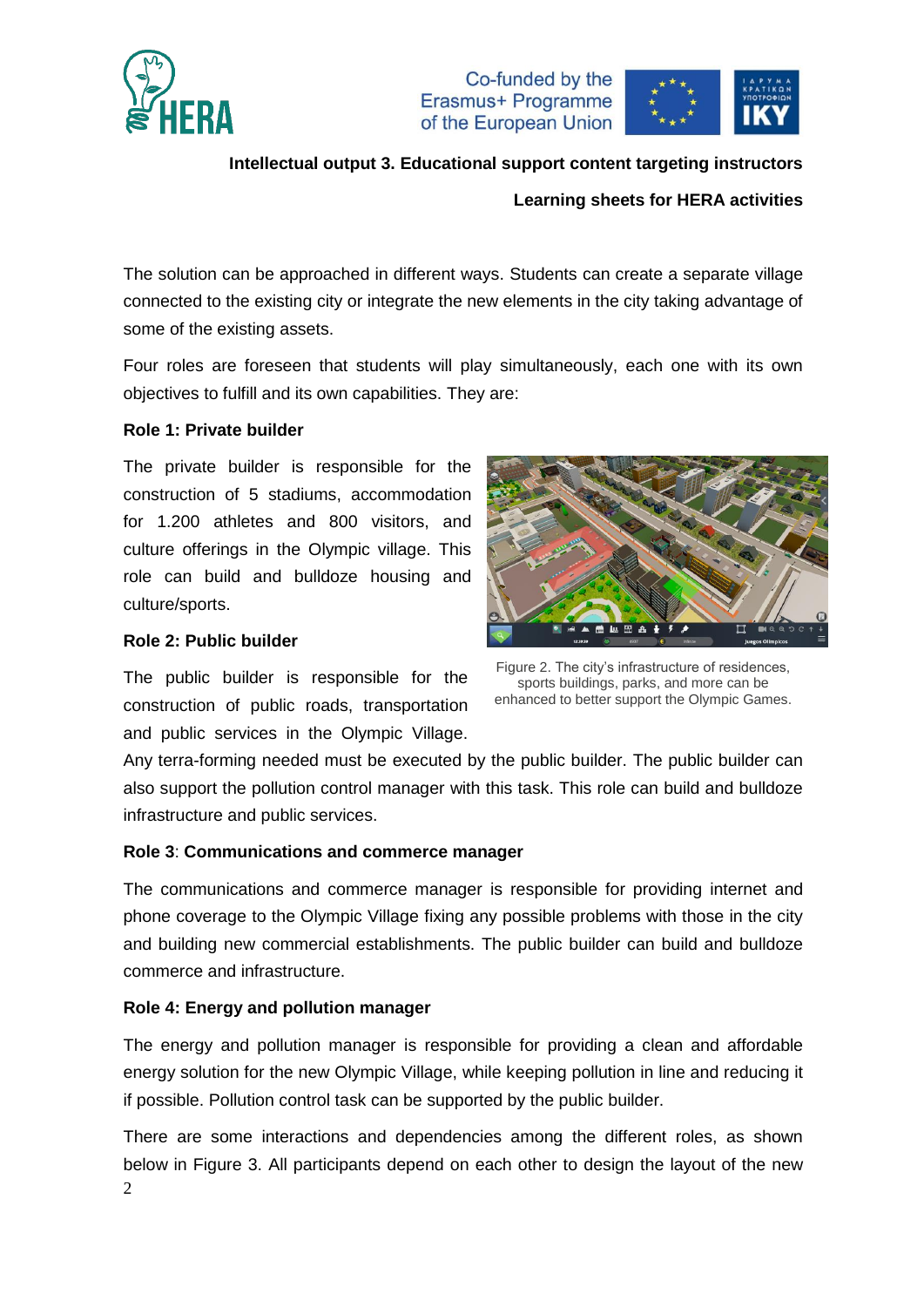The solution can be approached in different ways. Students can create a separate village connected to the existing city or integrate the new elements in the city taking advantage of some of the existing assets.

Four roles are foreseen that students will play simultaneously, each one with its own objectives to fulfill and its own capabilities. They are:

**Role 1: Private builder**

The private builder is responsible for the construction of 5 stadiums, accommodation for 1.200 athletes and 800 visitors, and culture offerings in the Olympic village. This role can build and bulldoze housing and culture/sports.

Figure 2. The city's infrastructure of residences, sports buildings, parks, and more can be enhanced to better support the Olympic Games.

**Role 2: Public builder**

The public builder is responsible for the construction of public roads, transportation and public services in the Olympic Village. Any terra-forming needed must be executed by the public builder. The public builder can also support the pollution control manager with this task. This role can build and bulldoze infrastructure and public services.

**Role 3**: **Communications and commerce manager**

The communications and commerce manager is responsible for providing internet and phone coverage to the Olympic Village fixing any possible problems with those in the city and building new commercial establishments. The public builder can build and bulldoze commerce and infrastructure.

**Role 4: Energy and pollution manager**

The energy and pollution manager is responsible for providing a clean and affordable energy solution for the new Olympic Village, while keeping pollution in line and reducing it if possible. Pollution control task can be supported by the public builder.

There are some interactions and dependencies among the different roles, as shown below in Figure 3. All participants depend on each other to design the layout of the new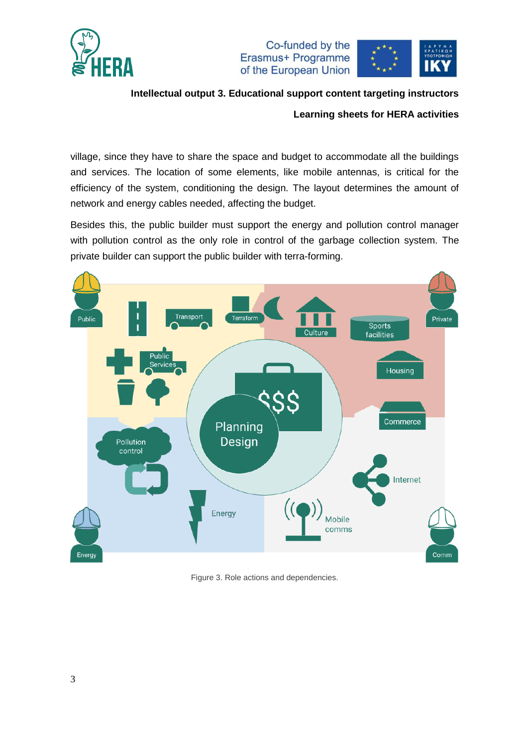village, since they have to share the space and budget to accommodate all the buildings and services. The location of some elements, like mobile antennas, is critical for the efficiency of the system, conditioning the design. The layout determines the amount of network and energy cables needed, affecting the budget.

Besides this, the public builder must support the energy and pollution control manager with pollution control as the only role in control of the garbage collection system. The private builder can support the public builder with terra-forming.

Figure 3. Role actions and dependencies.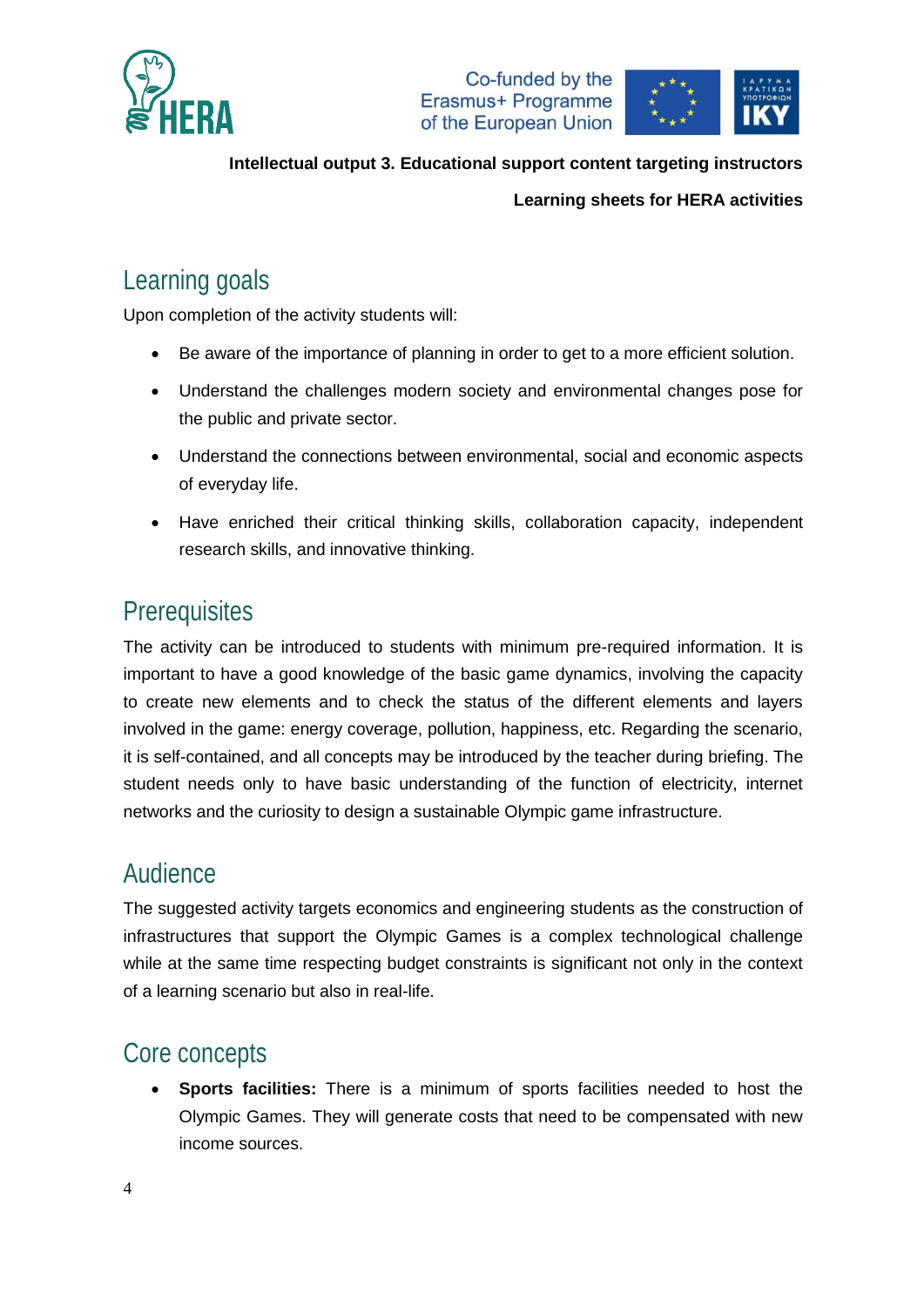## Learning goals

Upon completion of the activity students will:

- Be aware of the importance of planning in order to get to a more efficient solution.
- Understand the challenges modern society and environmental changes pose for the public and private sector.
- Understand the connections between environmental, social and economic aspects of everyday life.
- Have enriched their critical thinking skills, collaboration capacity, independent research skills, and innovative thinking.

## Prerequisites

The activity can be introduced to students with minimum pre-required information. It is important to have a good knowledge of the basic game dynamics, involving the capacity to create new elements and to check the status of the different elements and layers involved in the game: energy coverage, pollution, happiness, etc. Regarding the scenario, it is self-contained, and all concepts may be introduced by the teacher during briefing. The student needs only to have basic understanding of the function of electricity, internet networks and the curiosity to design a sustainable Olympic game infrastructure.

## Audience

The suggested activity targets economics and engineering students as the construction of infrastructures that support the Olympic Games is a complex technological challenge while at the same time respecting budget constraints is significant not only in the context of a learning scenario but also in real-life.

## Core concepts

- **Sports facilities:** There is a minimum of sports facilities needed to host the Olympic Games. They will generate costs that need to be compensated with new income sources.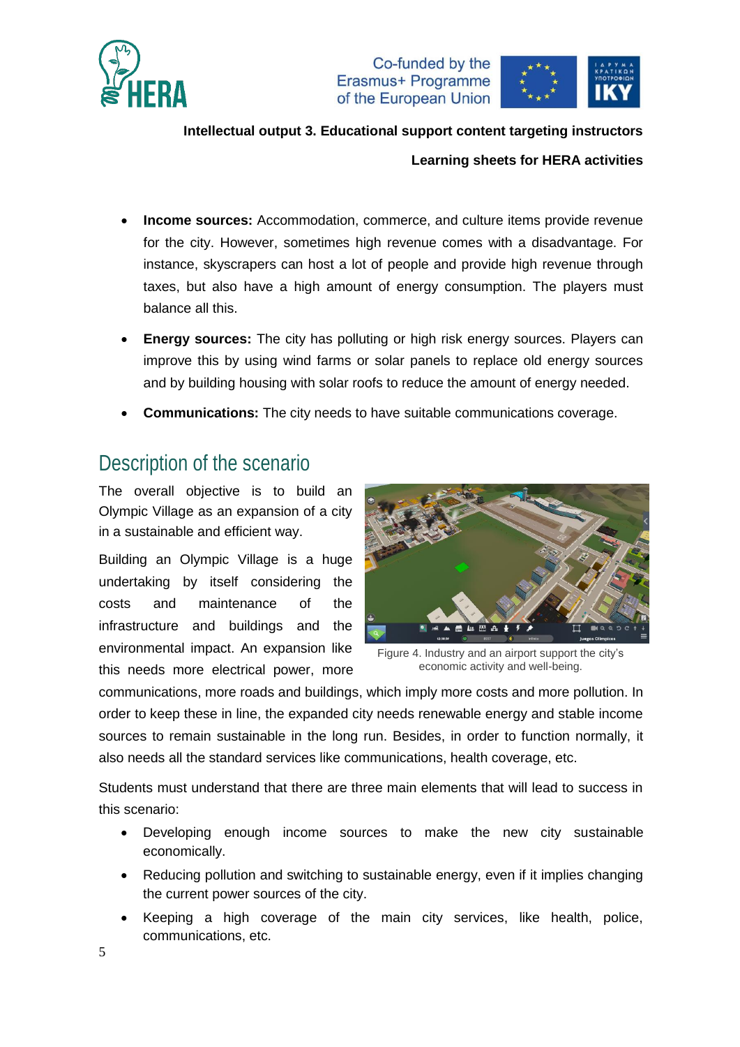- **Income sources:** Accommodation, commerce, and culture items provide revenue for the city. However, sometimes high revenue comes with a disadvantage. For instance, skyscrapers can host a lot of people and provide high revenue through taxes, but also have a high amount of energy consumption. The players must balance all this.
- **Energy sources:** The city has polluting or high risk energy sources. Players can improve this by using wind farms or solar panels to replace old energy sources and by building housing with solar roofs to reduce the amount of energy needed.
- **Communications:** The city needs to have suitable communications coverage.

## Description of the scenario

The overall objective is to build an Olympic Village as an expansion of a city in a sustainable and efficient way.

Building an Olympic Village is a huge undertaking by itself considering the costs and maintenance of the infrastructure and buildings and the environmental impact. An expansion like this needs more electrical power, more communications, more roads and buildings, which imply more costs and more pollution. In order to keep these in line, the expanded city needs renewable energy and stable income sources to remain sustainable in the long run. Besides, in order to function normally, it also needs all the standard services like communications, health coverage, etc.

Figure 4. Industry and an airport support the city's economic activity and well-being.

Students must understand that there are three main elements that will lead to success in this scenario:

- Developing enough income sources to make the new city sustainable economically.
- Reducing pollution and switching to sustainable energy, even if it implies changing the current power sources of the city.
- Keeping a high coverage of the main city services, like health, police, communications, etc.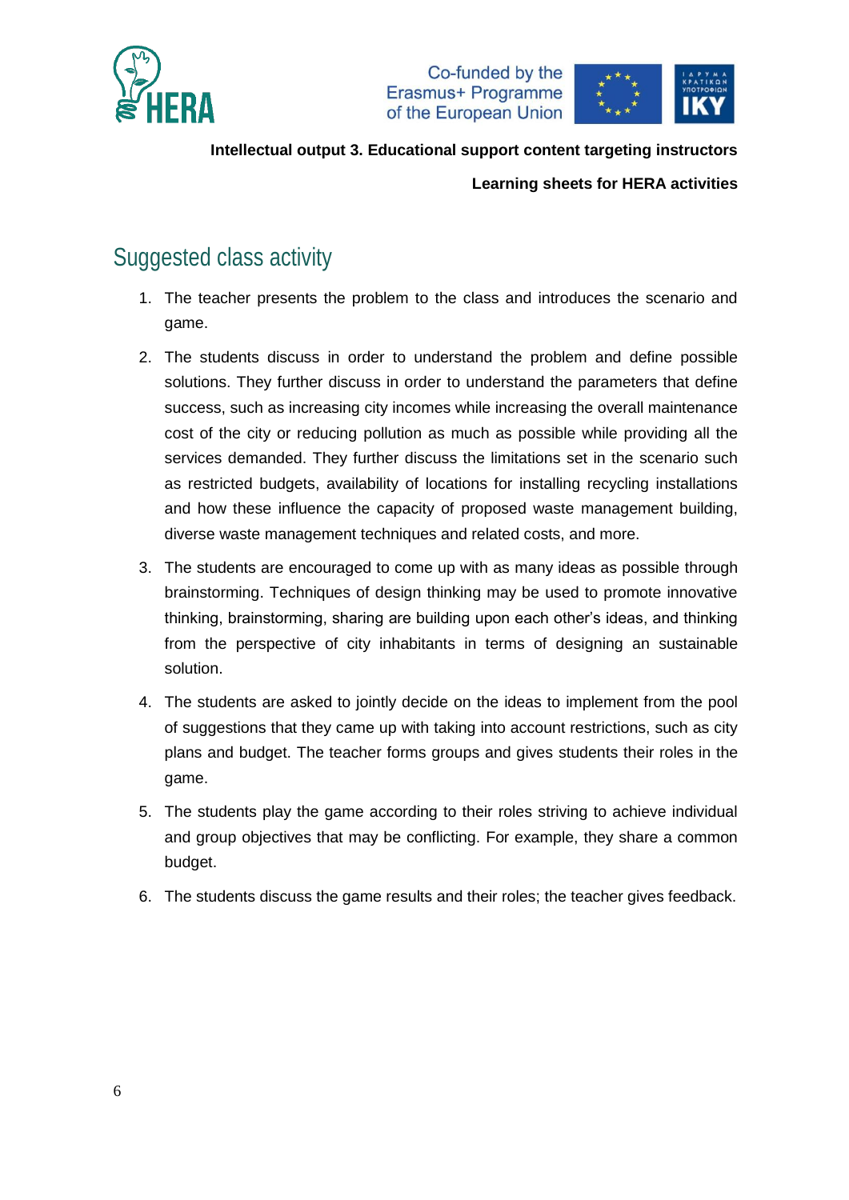## Suggested class activity

1. The teacher presents the problem to the class and introduces the scenario and game.
2. The students discuss in order to understand the problem and define possible solutions. They further discuss in order to understand the parameters that define success, such as increasing city incomes while increasing the overall maintenance cost of the city or reducing pollution as much as possible while providing all the services demanded. They further discuss the limitations set in the scenario such as restricted budgets, availability of locations for installing recycling installations and how these influence the capacity of proposed waste management building, diverse waste management techniques and related costs, and more.
3. The students are encouraged to come up with as many ideas as possible through brainstorming. Techniques of design thinking may be used to promote innovative thinking, brainstorming, sharing are building upon each other's ideas, and thinking from the perspective of city inhabitants in terms of designing an sustainable solution.
4. The students are asked to jointly decide on the ideas to implement from the pool of suggestions that they came up with taking into account restrictions, such as city plans and budget. The teacher forms groups and gives students their roles in the game.
5. The students play the game according to their roles striving to achieve individual and group objectives that may be conflicting. For example, they share a common budget.
6. The students discuss the game results and their roles; the teacher gives feedback.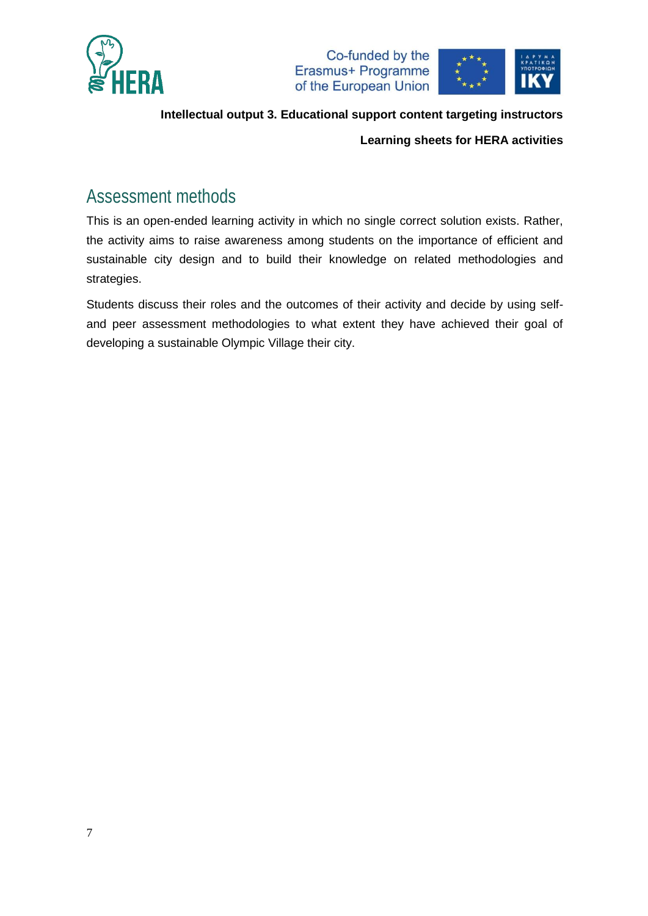## Assessment methods

This is an open-ended learning activity in which no single correct solution exists. Rather, the activity aims to raise awareness among students on the importance of efficient and sustainable city design and to build their knowledge on related methodologies and strategies.

Students discuss their roles and the outcomes of their activity and decide by using self- and peer assessment methodologies to what extent they have achieved their goal of developing a sustainable Olympic Village their city.